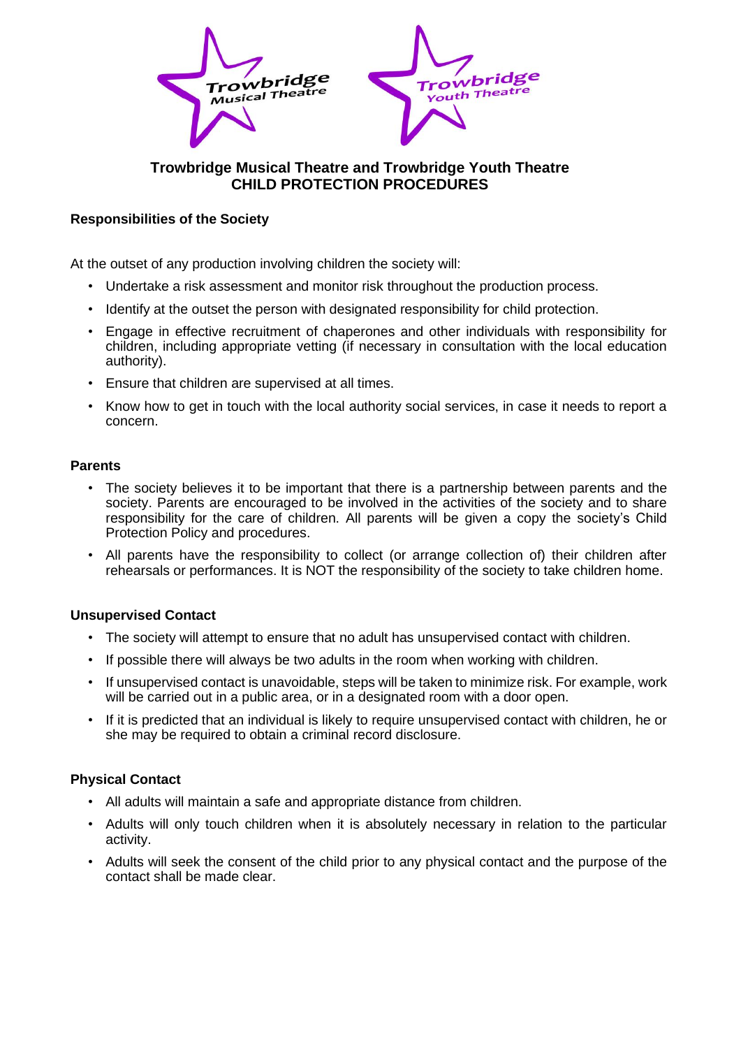# Trowbridge Musical Theatre and Trowbridge Youth Theatre
# CHILD PROTECTION PROCEDURES

## Responsibilities of the Society

At the outset of any production involving children the society will:

- Undertake a risk assessment and monitor risk throughout the production process.
- Identify at the outset the person with designated responsibility for child protection.
- Engage in effective recruitment of chaperones and other individuals with responsibility for children, including appropriate vetting (if necessary in consultation with the local education authority).
- Ensure that children are supervised at all times.
- Know how to get in touch with the local authority social services, in case it needs to report a concern.

## Parents

- The society believes it to be important that there is a partnership between parents and the society. Parents are encouraged to be involved in the activities of the society and to share responsibility for the care of children. All parents will be given a copy the society's Child Protection Policy and procedures.
- All parents have the responsibility to collect (or arrange collection of) their children after rehearsals or performances. It is NOT the responsibility of the society to take children home.

## Unsupervised Contact

- The society will attempt to ensure that no adult has unsupervised contact with children.
- If possible there will always be two adults in the room when working with children.
- If unsupervised contact is unavoidable, steps will be taken to minimize risk. For example, work will be carried out in a public area, or in a designated room with a door open.
- If it is predicted that an individual is likely to require unsupervised contact with children, he or she may be required to obtain a criminal record disclosure.

## Physical Contact

- All adults will maintain a safe and appropriate distance from children.
- Adults will only touch children when it is absolutely necessary in relation to the particular activity.
- Adults will seek the consent of the child prior to any physical contact and the purpose of the contact shall be made clear.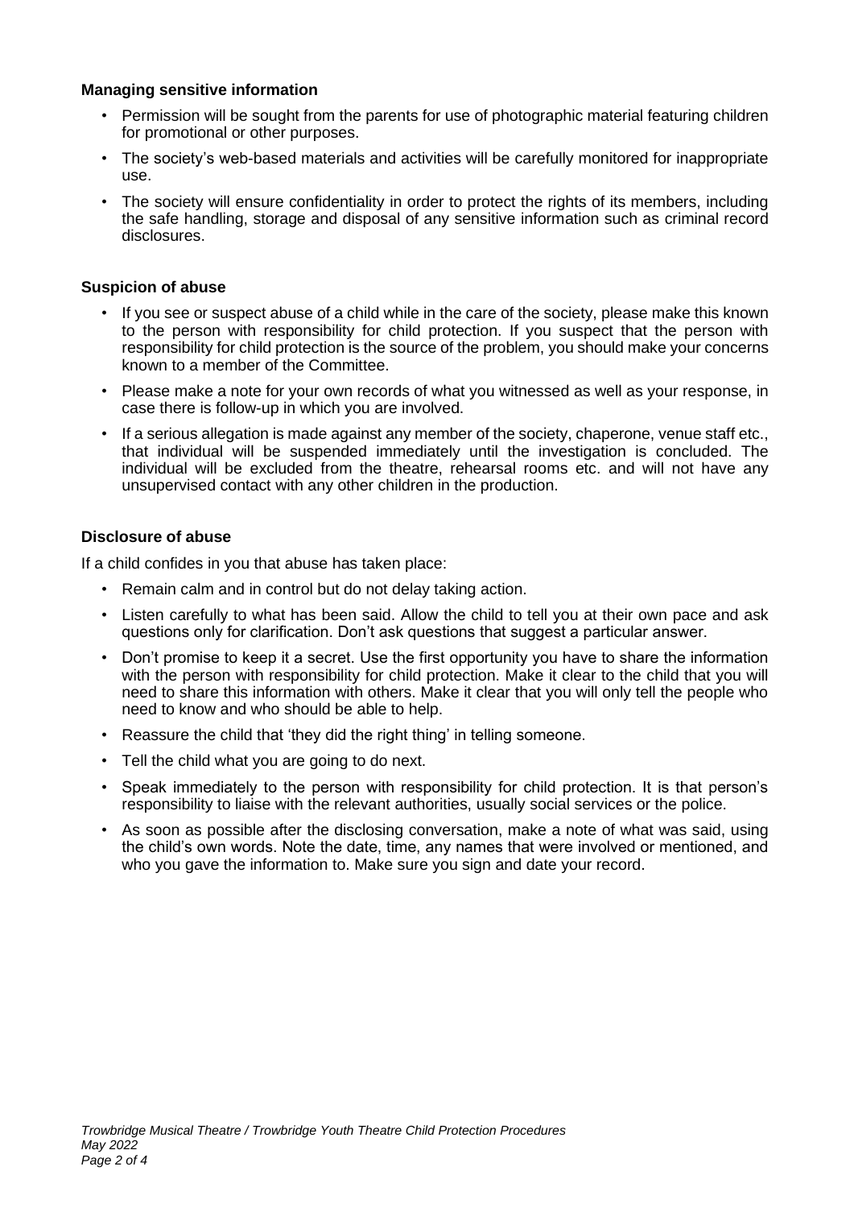**Managing sensitive information**

- Permission will be sought from the parents for use of photographic material featuring children for promotional or other purposes.
- The society's web-based materials and activities will be carefully monitored for inappropriate use.
- The society will ensure confidentiality in order to protect the rights of its members, including the safe handling, storage and disposal of any sensitive information such as criminal record disclosures.

**Suspicion of abuse**

- If you see or suspect abuse of a child while in the care of the society, please make this known to the person with responsibility for child protection. If you suspect that the person with responsibility for child protection is the source of the problem, you should make your concerns known to a member of the Committee.
- Please make a note for your own records of what you witnessed as well as your response, in case there is follow-up in which you are involved.
- If a serious allegation is made against any member of the society, chaperone, venue staff etc., that individual will be suspended immediately until the investigation is concluded. The individual will be excluded from the theatre, rehearsal rooms etc. and will not have any unsupervised contact with any other children in the production.

**Disclosure of abuse**

If a child confides in you that abuse has taken place:

- Remain calm and in control but do not delay taking action.
- Listen carefully to what has been said. Allow the child to tell you at their own pace and ask questions only for clarification. Don't ask questions that suggest a particular answer.
- Don't promise to keep it a secret. Use the first opportunity you have to share the information with the person with responsibility for child protection. Make it clear to the child that you will need to share this information with others. Make it clear that you will only tell the people who need to know and who should be able to help.
- Reassure the child that 'they did the right thing' in telling someone.
- Tell the child what you are going to do next.
- Speak immediately to the person with responsibility for child protection. It is that person's responsibility to liaise with the relevant authorities, usually social services or the police.
- As soon as possible after the disclosing conversation, make a note of what was said, using the child's own words. Note the date, time, any names that were involved or mentioned, and who you gave the information to. Make sure you sign and date your record.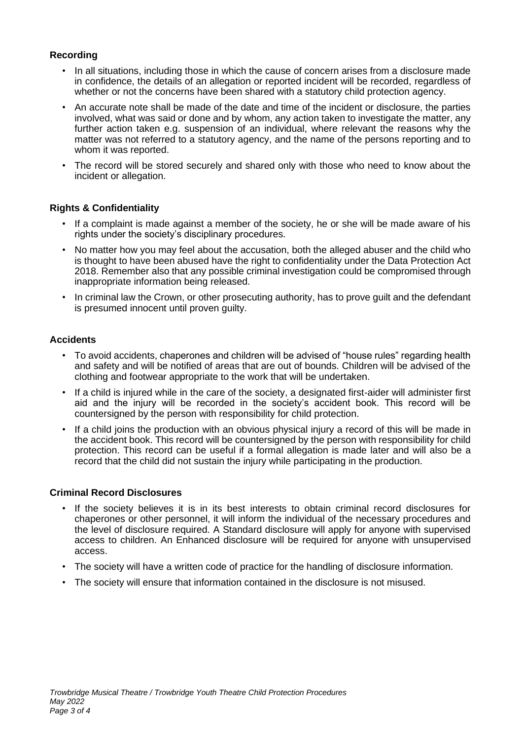### Recording

- In all situations, including those in which the cause of concern arises from a disclosure made in confidence, the details of an allegation or reported incident will be recorded, regardless of whether or not the concerns have been shared with a statutory child protection agency.
- An accurate note shall be made of the date and time of the incident or disclosure, the parties involved, what was said or done and by whom, any action taken to investigate the matter, any further action taken e.g. suspension of an individual, where relevant the reasons why the matter was not referred to a statutory agency, and the name of the persons reporting and to whom it was reported.
- The record will be stored securely and shared only with those who need to know about the incident or allegation.

### Rights & Confidentiality

- If a complaint is made against a member of the society, he or she will be made aware of his rights under the society's disciplinary procedures.
- No matter how you may feel about the accusation, both the alleged abuser and the child who is thought to have been abused have the right to confidentiality under the Data Protection Act 2018. Remember also that any possible criminal investigation could be compromised through inappropriate information being released.
- In criminal law the Crown, or other prosecuting authority, has to prove guilt and the defendant is presumed innocent until proven guilty.

### Accidents

- To avoid accidents, chaperones and children will be advised of "house rules" regarding health and safety and will be notified of areas that are out of bounds. Children will be advised of the clothing and footwear appropriate to the work that will be undertaken.
- If a child is injured while in the care of the society, a designated first-aider will administer first aid and the injury will be recorded in the society's accident book. This record will be countersigned by the person with responsibility for child protection.
- If a child joins the production with an obvious physical injury a record of this will be made in the accident book. This record will be countersigned by the person with responsibility for child protection. This record can be useful if a formal allegation is made later and will also be a record that the child did not sustain the injury while participating in the production.

### Criminal Record Disclosures

- If the society believes it is in its best interests to obtain criminal record disclosures for chaperones or other personnel, it will inform the individual of the necessary procedures and the level of disclosure required. A Standard disclosure will apply for anyone with supervised access to children. An Enhanced disclosure will be required for anyone with unsupervised access.
- The society will have a written code of practice for the handling of disclosure information.
- The society will ensure that information contained in the disclosure is not misused.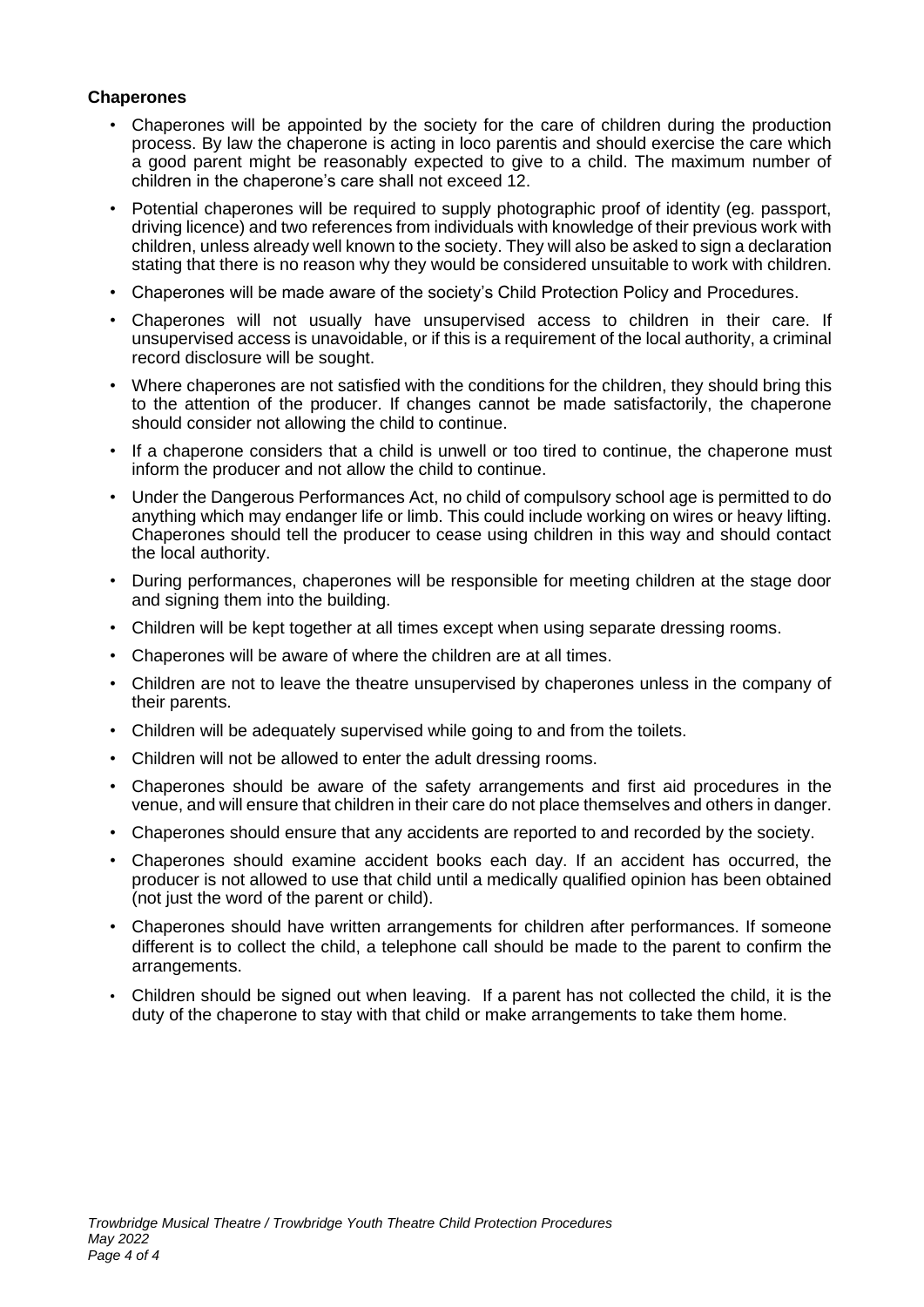**Chaperones**

- Chaperones will be appointed by the society for the care of children during the production process. By law the chaperone is acting in loco parentis and should exercise the care which a good parent might be reasonably expected to give to a child. The maximum number of children in the chaperone's care shall not exceed 12.
- Potential chaperones will be required to supply photographic proof of identity (eg. passport, driving licence) and two references from individuals with knowledge of their previous work with children, unless already well known to the society. They will also be asked to sign a declaration stating that there is no reason why they would be considered unsuitable to work with children.
- Chaperones will be made aware of the society's Child Protection Policy and Procedures.
- Chaperones will not usually have unsupervised access to children in their care. If unsupervised access is unavoidable, or if this is a requirement of the local authority, a criminal record disclosure will be sought.
- Where chaperones are not satisfied with the conditions for the children, they should bring this to the attention of the producer. If changes cannot be made satisfactorily, the chaperone should consider not allowing the child to continue.
- If a chaperone considers that a child is unwell or too tired to continue, the chaperone must inform the producer and not allow the child to continue.
- Under the Dangerous Performances Act, no child of compulsory school age is permitted to do anything which may endanger life or limb. This could include working on wires or heavy lifting. Chaperones should tell the producer to cease using children in this way and should contact the local authority.
- During performances, chaperones will be responsible for meeting children at the stage door and signing them into the building.
- Children will be kept together at all times except when using separate dressing rooms.
- Chaperones will be aware of where the children are at all times.
- Children are not to leave the theatre unsupervised by chaperones unless in the company of their parents.
- Children will be adequately supervised while going to and from the toilets.
- Children will not be allowed to enter the adult dressing rooms.
- Chaperones should be aware of the safety arrangements and first aid procedures in the venue, and will ensure that children in their care do not place themselves and others in danger.
- Chaperones should ensure that any accidents are reported to and recorded by the society.
- Chaperones should examine accident books each day. If an accident has occurred, the producer is not allowed to use that child until a medically qualified opinion has been obtained (not just the word of the parent or child).
- Chaperones should have written arrangements for children after performances. If someone different is to collect the child, a telephone call should be made to the parent to confirm the arrangements.
- Children should be signed out when leaving. If a parent has not collected the child, it is the duty of the chaperone to stay with that child or make arrangements to take them home.